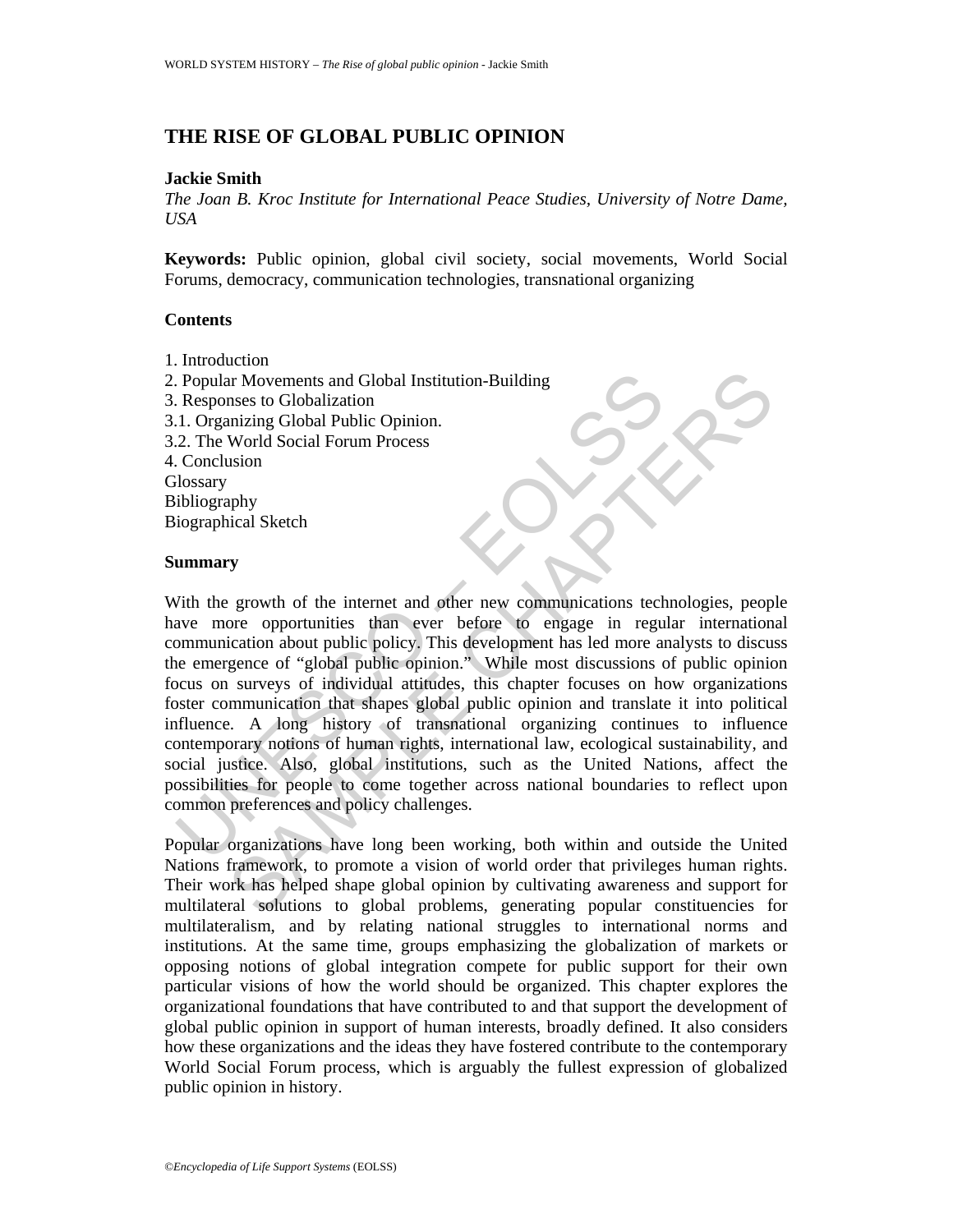# THE RISE OF GLOBAL PUBLIC OPINION

**Jackie Smith**

*The Joan B. Kroc Institute for International Peace Studies, University of Notre Dame, USA*

**Keywords:** Public opinion, global civil society, social movements, World Social Forums, democracy, communication technologies, transnational organizing

**Contents**

1. Introduction
2. Popular Movements and Global Institution-Building
3. Responses to Globalization
3.1. Organizing Global Public Opinion.
3.2. The World Social Forum Process
4. Conclusion

Glossary
Bibliography
Biographical Sketch

**Summary**

With the growth of the internet and other new communications technologies, people have more opportunities than ever before to engage in regular international communication about public policy. This development has led more analysts to discuss the emergence of "global public opinion." While most discussions of public opinion focus on surveys of individual attitudes, this chapter focuses on how organizations foster communication that shapes global public opinion and translate it into political influence. A long history of transnational organizing continues to influence contemporary notions of human rights, international law, ecological sustainability, and social justice. Also, global institutions, such as the United Nations, affect the possibilities for people to come together across national boundaries to reflect upon common preferences and policy challenges.

Popular organizations have long been working, both within and outside the United Nations framework, to promote a vision of world order that privileges human rights. Their work has helped shape global opinion by cultivating awareness and support for multilateral solutions to global problems, generating popular constituencies for multilateralism, and by relating national struggles to international norms and institutions. At the same time, groups emphasizing the globalization of markets or opposing notions of global integration compete for public support for their own particular visions of how the world should be organized. This chapter explores the organizational foundations that have contributed to and that support the development of global public opinion in support of human interests, broadly defined. It also considers how these organizations and the ideas they have fostered contribute to the contemporary World Social Forum process, which is arguably the fullest expression of globalized public opinion in history.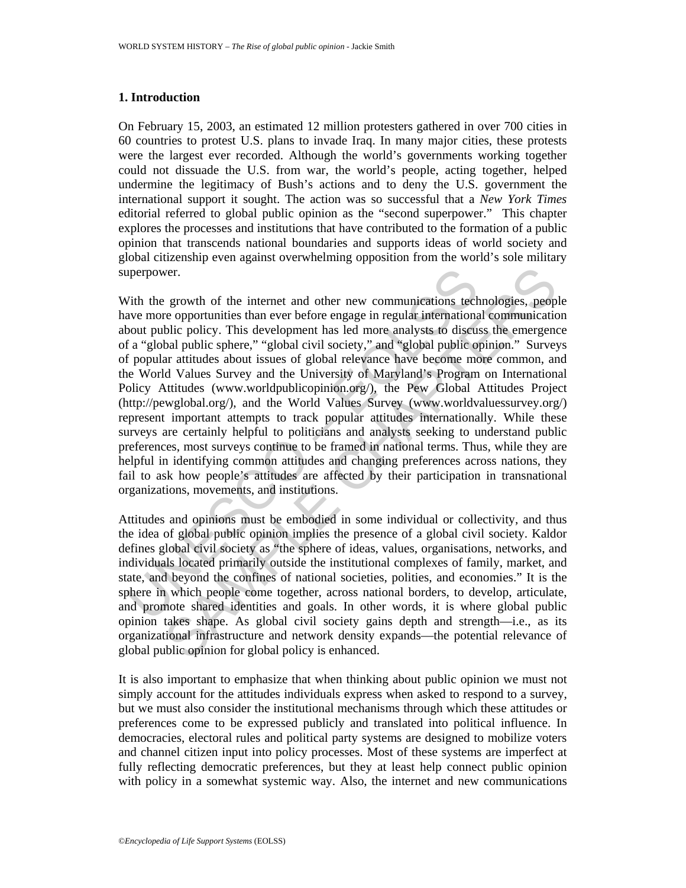## 1. Introduction

On February 15, 2003, an estimated 12 million protesters gathered in over 700 cities in 60 countries to protest U.S. plans to invade Iraq. In many major cities, these protests were the largest ever recorded. Although the world's governments working together could not dissuade the U.S. from war, the world's people, acting together, helped undermine the legitimacy of Bush's actions and to deny the U.S. government the international support it sought. The action was so successful that a *New York Times* editorial referred to global public opinion as the "second superpower." This chapter explores the processes and institutions that have contributed to the formation of a public opinion that transcends national boundaries and supports ideas of world society and global citizenship even against overwhelming opposition from the world's sole military superpower.

With the growth of the internet and other new communications technologies, people have more opportunities than ever before engage in regular international communication about public policy. This development has led more analysts to discuss the emergence of a "global public sphere," "global civil society," and "global public opinion." Surveys of popular attitudes about issues of global relevance have become more common, and the World Values Survey and the University of Maryland's Program on International Policy Attitudes (www.worldpublicopinion.org/), the Pew Global Attitudes Project (http://pewglobal.org/), and the World Values Survey (www.worldvaluessurvey.org/) represent important attempts to track popular attitudes internationally. While these surveys are certainly helpful to politicians and analysts seeking to understand public preferences, most surveys continue to be framed in national terms. Thus, while they are helpful in identifying common attitudes and changing preferences across nations, they fail to ask how people's attitudes are affected by their participation in transnational organizations, movements, and institutions.

Attitudes and opinions must be embodied in some individual or collectivity, and thus the idea of global public opinion implies the presence of a global civil society. Kaldor defines global civil society as "the sphere of ideas, values, organisations, networks, and individuals located primarily outside the institutional complexes of family, market, and state, and beyond the confines of national societies, polities, and economies." It is the sphere in which people come together, across national borders, to develop, articulate, and promote shared identities and goals. In other words, it is where global public opinion takes shape. As global civil society gains depth and strength—i.e., as its organizational infrastructure and network density expands—the potential relevance of global public opinion for global policy is enhanced.

It is also important to emphasize that when thinking about public opinion we must not simply account for the attitudes individuals express when asked to respond to a survey, but we must also consider the institutional mechanisms through which these attitudes or preferences come to be expressed publicly and translated into political influence. In democracies, electoral rules and political party systems are designed to mobilize voters and channel citizen input into policy processes. Most of these systems are imperfect at fully reflecting democratic preferences, but they at least help connect public opinion with policy in a somewhat systemic way. Also, the internet and new communications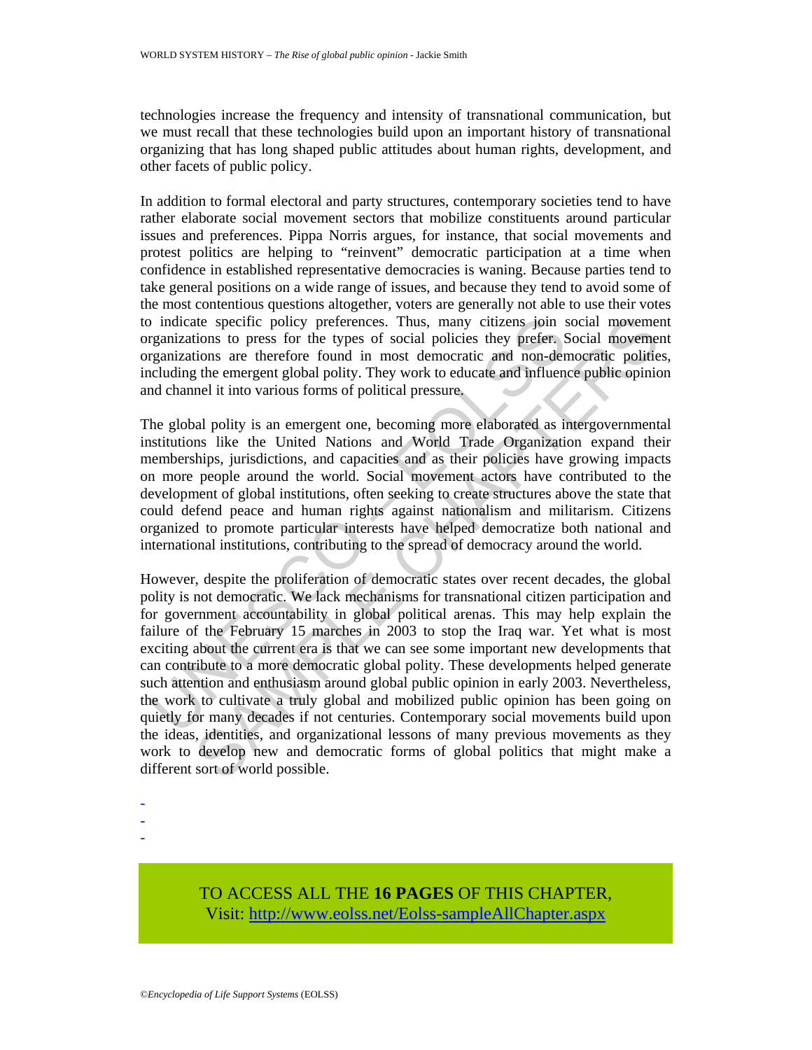technologies increase the frequency and intensity of transnational communication, but we must recall that these technologies build upon an important history of transnational organizing that has long shaped public attitudes about human rights, development, and other facets of public policy.

In addition to formal electoral and party structures, contemporary societies tend to have rather elaborate social movement sectors that mobilize constituents around particular issues and preferences. Pippa Norris argues, for instance, that social movements and protest politics are helping to "reinvent" democratic participation at a time when confidence in established representative democracies is waning. Because parties tend to take general positions on a wide range of issues, and because they tend to avoid some of the most contentious questions altogether, voters are generally not able to use their votes to indicate specific policy preferences. Thus, many citizens join social movement organizations to press for the types of social policies they prefer. Social movement organizations are therefore found in most democratic and non-democratic polities, including the emergent global polity. They work to educate and influence public opinion and channel it into various forms of political pressure.

The global polity is an emergent one, becoming more elaborated as intergovernmental institutions like the United Nations and World Trade Organization expand their memberships, jurisdictions, and capacities and as their policies have growing impacts on more people around the world. Social movement actors have contributed to the development of global institutions, often seeking to create structures above the state that could defend peace and human rights against nationalism and militarism. Citizens organized to promote particular interests have helped democratize both national and international institutions, contributing to the spread of democracy around the world.

However, despite the proliferation of democratic states over recent decades, the global polity is not democratic. We lack mechanisms for transnational citizen participation and for government accountability in global political arenas. This may help explain the failure of the February 15 marches in 2003 to stop the Iraq war. Yet what is most exciting about the current era is that we can see some important new developments that can contribute to a more democratic global polity. These developments helped generate such attention and enthusiasm around global public opinion in early 2003. Nevertheless, the work to cultivate a truly global and mobilized public opinion has been going on quietly for many decades if not centuries. Contemporary social movements build upon the ideas, identities, and organizational lessons of many previous movements as they work to develop new and democratic forms of global politics that might make a different sort of world possible.

-
-
-

TO ACCESS ALL THE **16 PAGES** OF THIS CHAPTER,
Visit: http://www.eolss.net/Eolss-sampleAllChapter.aspx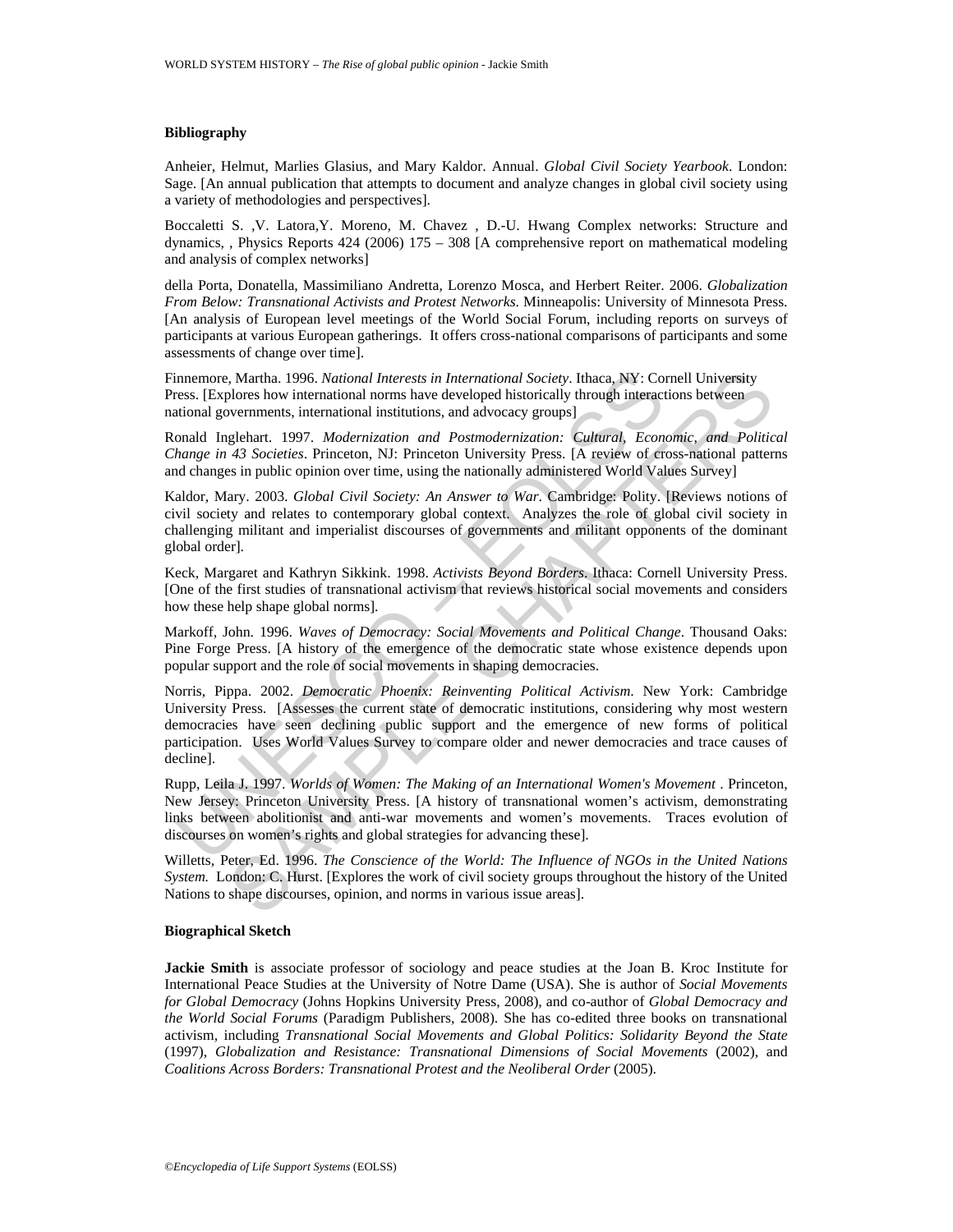### Bibliography

Anheier, Helmut, Marlies Glasius, and Mary Kaldor. Annual. *Global Civil Society Yearbook*. London: Sage. [An annual publication that attempts to document and analyze changes in global civil society using a variety of methodologies and perspectives].

Boccaletti S. ,V. Latora,Y. Moreno, M. Chavez , D.-U. Hwang Complex networks: Structure and dynamics, , Physics Reports 424 (2006) 175 – 308 [A comprehensive report on mathematical modeling and analysis of complex networks]

della Porta, Donatella, Massimiliano Andretta, Lorenzo Mosca, and Herbert Reiter. 2006. *Globalization From Below: Transnational Activists and Protest Networks*. Minneapolis: University of Minnesota Press. [An analysis of European level meetings of the World Social Forum, including reports on surveys of participants at various European gatherings. It offers cross-national comparisons of participants and some assessments of change over time].

Finnemore, Martha. 1996. *National Interests in International Society*. Ithaca, NY: Cornell University Press. [Explores how international norms have developed historically through interactions between national governments, international institutions, and advocacy groups]

Ronald Inglehart. 1997. *Modernization and Postmodernization: Cultural, Economic, and Political Change in 43 Societies*. Princeton, NJ: Princeton University Press. [A review of cross-national patterns and changes in public opinion over time, using the nationally administered World Values Survey]

Kaldor, Mary. 2003. *Global Civil Society: An Answer to War*. Cambridge: Polity. [Reviews notions of civil society and relates to contemporary global context. Analyzes the role of global civil society in challenging militant and imperialist discourses of governments and militant opponents of the dominant global order].

Keck, Margaret and Kathryn Sikkink. 1998. *Activists Beyond Borders*. Ithaca: Cornell University Press. [One of the first studies of transnational activism that reviews historical social movements and considers how these help shape global norms].

Markoff, John. 1996. *Waves of Democracy: Social Movements and Political Change*. Thousand Oaks: Pine Forge Press. [A history of the emergence of the democratic state whose existence depends upon popular support and the role of social movements in shaping democracies.

Norris, Pippa. 2002. *Democratic Phoenix: Reinventing Political Activism*. New York: Cambridge University Press. [Assesses the current state of democratic institutions, considering why most western democracies have seen declining public support and the emergence of new forms of political participation. Uses World Values Survey to compare older and newer democracies and trace causes of decline].

Rupp, Leila J. 1997. *Worlds of Women: The Making of an International Women's Movement* . Princeton, New Jersey: Princeton University Press. [A history of transnational women's activism, demonstrating links between abolitionist and anti-war movements and women's movements. Traces evolution of discourses on women's rights and global strategies for advancing these].

Willetts, Peter, Ed. 1996. *The Conscience of the World: The Influence of NGOs in the United Nations System.* London: C. Hurst. [Explores the work of civil society groups throughout the history of the United Nations to shape discourses, opinion, and norms in various issue areas].

### Biographical Sketch

**Jackie Smith** is associate professor of sociology and peace studies at the Joan B. Kroc Institute for International Peace Studies at the University of Notre Dame (USA). She is author of *Social Movements for Global Democracy* (Johns Hopkins University Press, 2008), and co-author of *Global Democracy and the World Social Forums* (Paradigm Publishers, 2008). She has co-edited three books on transnational activism, including *Transnational Social Movements and Global Politics: Solidarity Beyond the State* (1997), *Globalization and Resistance: Transnational Dimensions of Social Movements* (2002), and *Coalitions Across Borders: Transnational Protest and the Neoliberal Order* (2005).